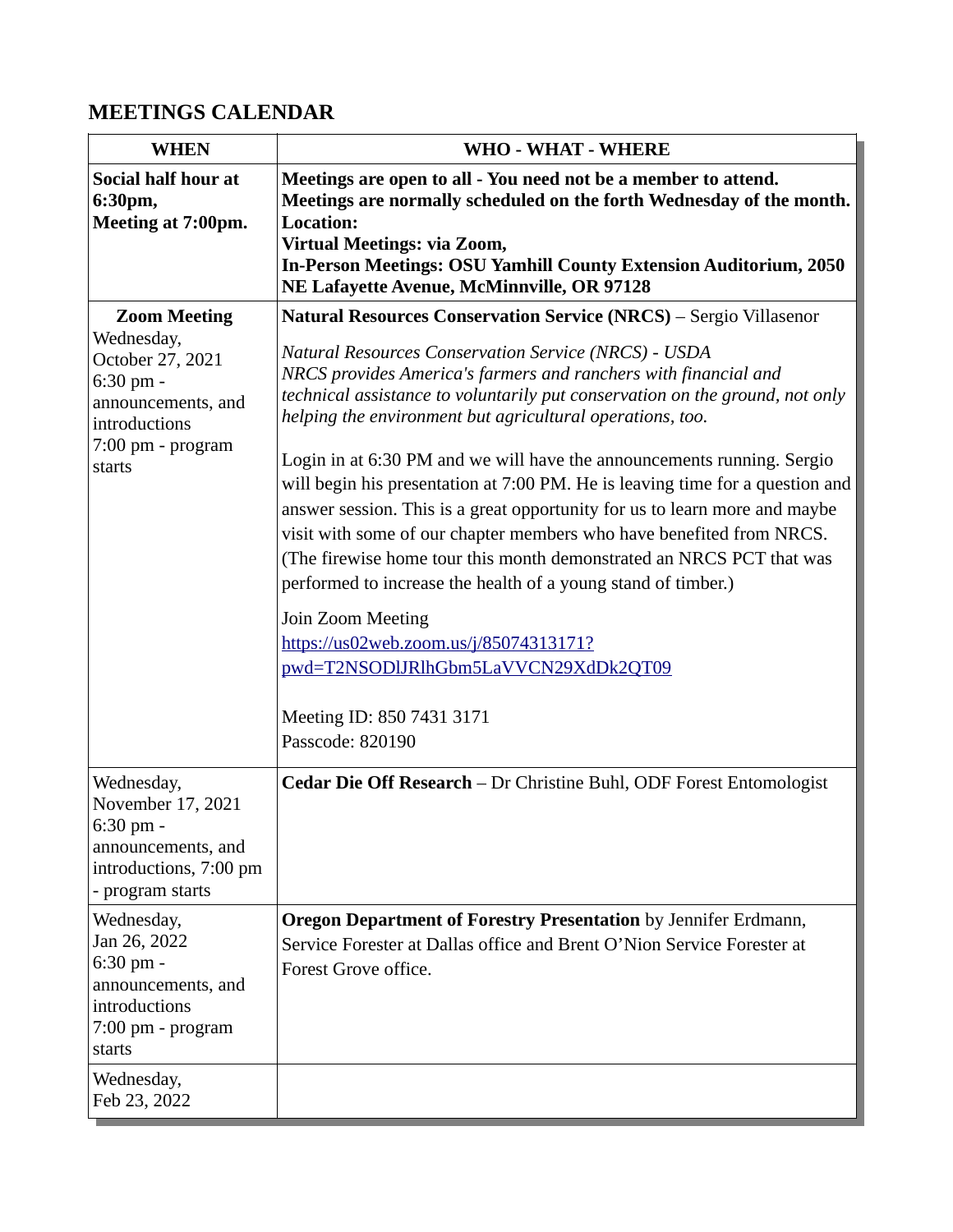## MEETINGS CALENDAR

| WHEN | WHO - WHAT - WHERE |
|---|---|
| **Social half hour at 6:30pm,**<br>**Meeting at 7:00pm.** | **Meetings are open to all - You need not be a member to attend.**<br>**Meetings are normally scheduled on the forth Wednesday of the month.**<br>**Location:**<br>**Virtual Meetings: via Zoom,**<br>**In-Person Meetings: OSU Yamhill County Extension Auditorium, 2050 NE Lafayette Avenue, McMinnville, OR 97128** |
| **Zoom Meeting**<br>Wednesday, October 27, 2021<br>6:30 pm - announcements, and introductions<br>7:00 pm - program starts | **Natural Resources Conservation Service (NRCS)** – Sergio Villasenor<br>*Natural Resources Conservation Service (NRCS) - USDA*<br>*NRCS provides America's farmers and ranchers with financial and technical assistance to voluntarily put conservation on the ground, not only helping the environment but agricultural operations, too.*<br><br>Login in at 6:30 PM and we will have the announcements running. Sergio will begin his presentation at 7:00 PM. He is leaving time for a question and answer session. This is a great opportunity for us to learn more and maybe visit with some of our chapter members who have benefited from NRCS. (The firewise home tour this month demonstrated an NRCS PCT that was performed to increase the health of a young stand of timber.)<br><br>Join Zoom Meeting<br>https://us02web.zoom.us/j/85074313171?pwd=T2NSODlJRlhGbm5LaVVCN29XdDk2QT09<br><br>Meeting ID: 850 7431 3171<br>Passcode: 820190 |
| Wednesday, November 17, 2021<br>6:30 pm - announcements, and introductions, 7:00 pm - program starts | **Cedar Die Off Research** – Dr Christine Buhl, ODF Forest Entomologist |
| Wednesday, Jan 26, 2022<br>6:30 pm - announcements, and introductions<br>7:00 pm - program starts | **Oregon Department of Forestry Presentation** by Jennifer Erdmann, Service Forester at Dallas office and Brent O'Nion Service Forester at Forest Grove office. |
| Wednesday, Feb 23, 2022 | |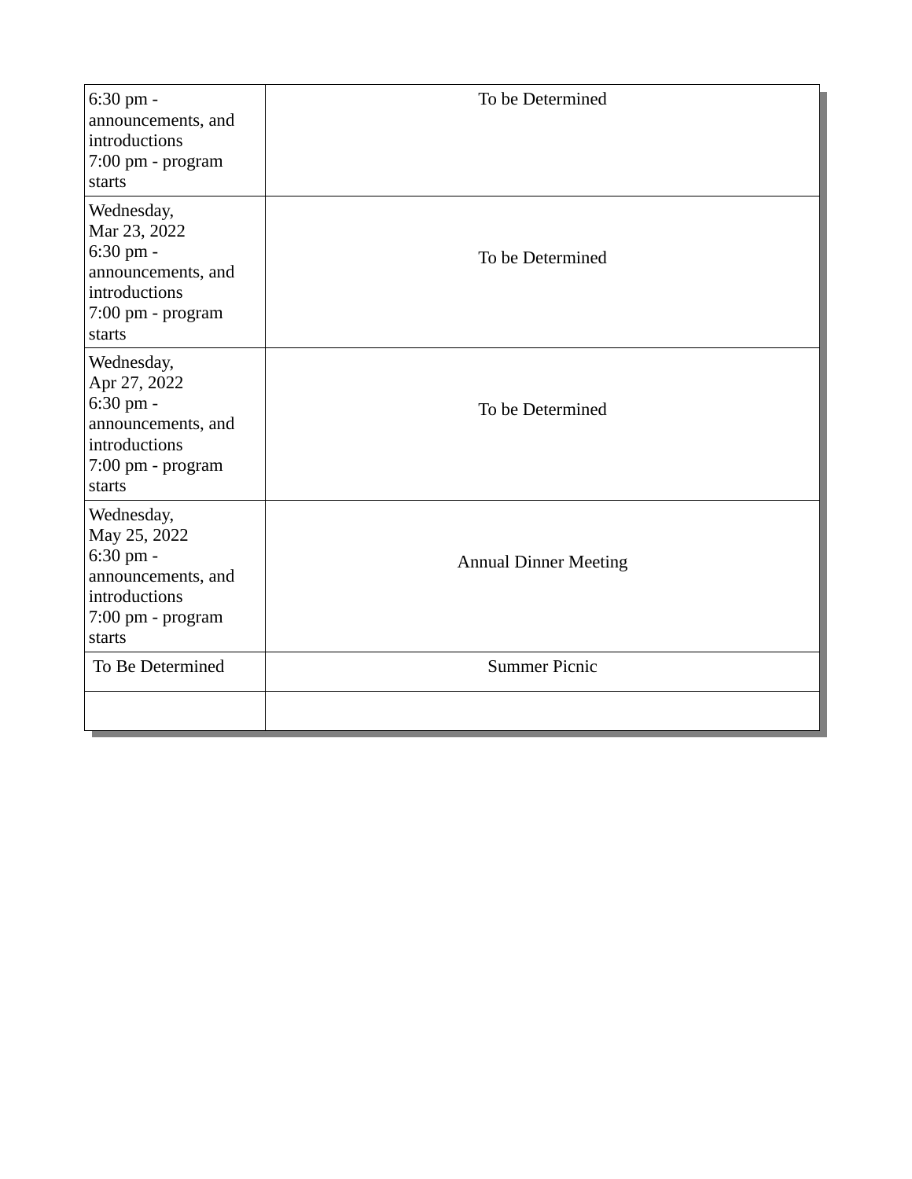| | |
|---|---|
| 6:30 pm - announcements, and introductions<br>7:00 pm - program starts | To be Determined |
| Wednesday,<br>Mar 23, 2022<br>6:30 pm - announcements, and introductions<br>7:00 pm - program starts | To be Determined |
| Wednesday,<br>Apr 27, 2022<br>6:30 pm - announcements, and introductions<br>7:00 pm - program starts | To be Determined |
| Wednesday,<br>May 25, 2022<br>6:30 pm - announcements, and introductions<br>7:00 pm - program starts | Annual Dinner Meeting |
| To Be Determined | Summer Picnic |
| | |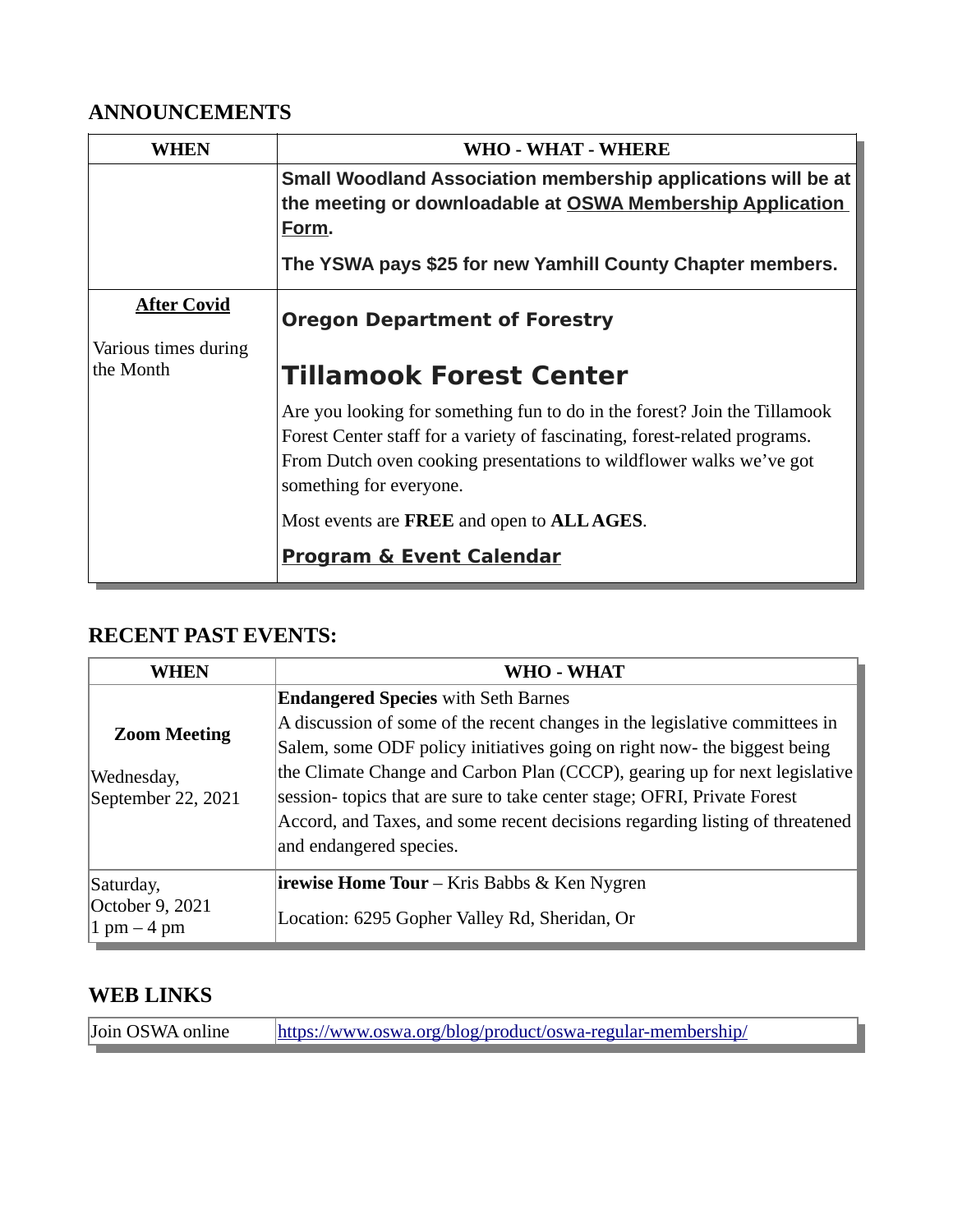## ANNOUNCEMENTS

| WHEN | WHO - WHAT - WHERE |
| --- | --- |
| | **Small Woodland Association membership applications will be at the meeting or downloadable at OSWA Membership Application Form.**<br><br>**The YSWA pays $25 for new Yamhill County Chapter members.** |
| **After Covid**<br><br>Various times during the Month | **Oregon Department of Forestry**<br><br>**Tillamook Forest Center**<br><br>Are you looking for something fun to do in the forest? Join the Tillamook Forest Center staff for a variety of fascinating, forest-related programs. From Dutch oven cooking presentations to wildflower walks we've got something for everyone.<br><br>Most events are **FREE** and open to **ALL AGES**.<br><br>**Program & Event Calendar** |

## RECENT PAST EVENTS:

| WHEN | WHO - WHAT |
| --- | --- |
| **Zoom Meeting**<br><br>Wednesday, September 22, 2021 | **Endangered Species** with Seth Barnes<br>A discussion of some of the recent changes in the legislative committees in Salem, some ODF policy initiatives going on right now- the biggest being the Climate Change and Carbon Plan (CCCP), gearing up for next legislative session- topics that are sure to take center stage; OFRI, Private Forest Accord, and Taxes, and some recent decisions regarding listing of threatened and endangered species. |
| Saturday, October 9, 2021<br>1 pm – 4 pm | **irewise Home Tour** – Kris Babbs & Ken Nygren<br><br>Location: 6295 Gopher Valley Rd, Sheridan, Or |

## WEB LINKS

| | |
| --- | --- |
| Join OSWA online | https://www.oswa.org/blog/product/oswa-regular-membership/ |